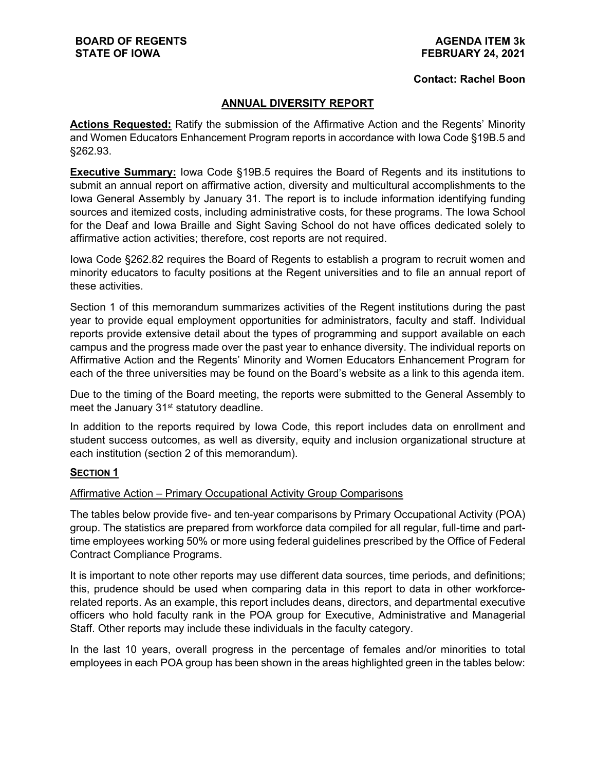**BOARD OF REGENTS**
**STATE OF IOWA**

**AGENDA ITEM 3k**
**FEBRUARY 24, 2021**

**Contact: Rachel Boon**

## ANNUAL DIVERSITY REPORT

**Actions Requested:** Ratify the submission of the Affirmative Action and the Regents' Minority and Women Educators Enhancement Program reports in accordance with Iowa Code §19B.5 and §262.93.

**Executive Summary:** Iowa Code §19B.5 requires the Board of Regents and its institutions to submit an annual report on affirmative action, diversity and multicultural accomplishments to the Iowa General Assembly by January 31. The report is to include information identifying funding sources and itemized costs, including administrative costs, for these programs. The Iowa School for the Deaf and Iowa Braille and Sight Saving School do not have offices dedicated solely to affirmative action activities; therefore, cost reports are not required.

Iowa Code §262.82 requires the Board of Regents to establish a program to recruit women and minority educators to faculty positions at the Regent universities and to file an annual report of these activities.

Section 1 of this memorandum summarizes activities of the Regent institutions during the past year to provide equal employment opportunities for administrators, faculty and staff. Individual reports provide extensive detail about the types of programming and support available on each campus and the progress made over the past year to enhance diversity. The individual reports on Affirmative Action and the Regents' Minority and Women Educators Enhancement Program for each of the three universities may be found on the Board's website as a link to this agenda item.

Due to the timing of the Board meeting, the reports were submitted to the General Assembly to meet the January 31st statutory deadline.

In addition to the reports required by Iowa Code, this report includes data on enrollment and student success outcomes, as well as diversity, equity and inclusion organizational structure at each institution (section 2 of this memorandum).

### SECTION 1

Affirmative Action – Primary Occupational Activity Group Comparisons

The tables below provide five- and ten-year comparisons by Primary Occupational Activity (POA) group. The statistics are prepared from workforce data compiled for all regular, full-time and part-time employees working 50% or more using federal guidelines prescribed by the Office of Federal Contract Compliance Programs.

It is important to note other reports may use different data sources, time periods, and definitions; this, prudence should be used when comparing data in this report to data in other workforce-related reports. As an example, this report includes deans, directors, and departmental executive officers who hold faculty rank in the POA group for Executive, Administrative and Managerial Staff. Other reports may include these individuals in the faculty category.

In the last 10 years, overall progress in the percentage of females and/or minorities to total employees in each POA group has been shown in the areas highlighted green in the tables below: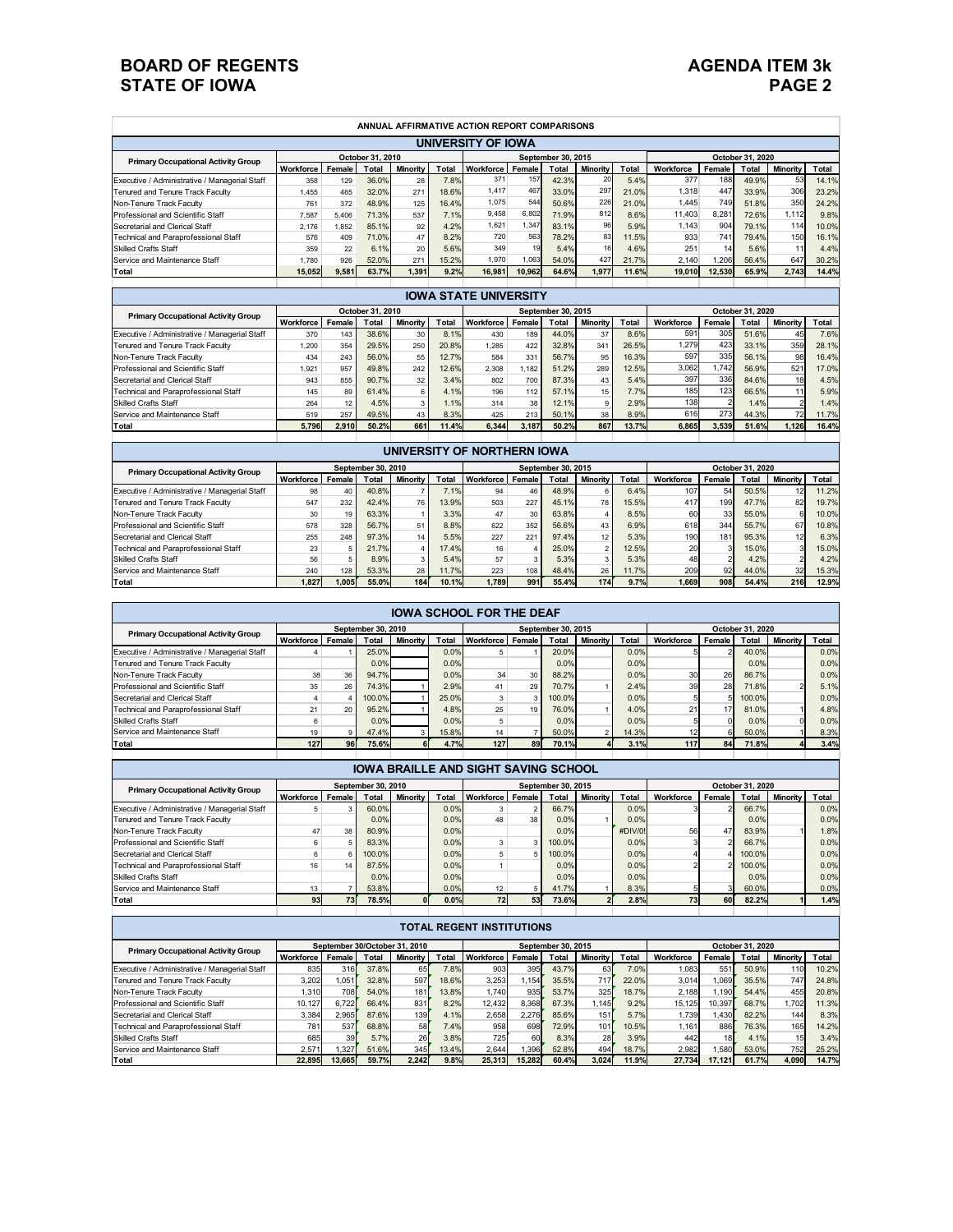# BOARD OF REGENTS STATE OF IOWA

**AGENDA ITEM 3k**

## ANNUAL AFFIRMATIVE ACTION REPORT COMPARISONS

### UNIVERSITY OF IOWA

| Primary Occupational Activity Group | October 31, 2010 | | | | | September 30, 2015 | | | | | October 31, 2020 | | | | |
|---|---|---|---|---|---|---|---|---|---|---|---|---|---|---|---|
| | Workforce | Female | Total | Minority | Total | Workforce | Female | Total | Minority | Total | Workforce | Female | Total | Minority | Total |
| Executive / Administrative / Managerial Staff | 358 | 129 | 36.0% | 28 | 7.8% | 371 | 157 | 42.3% | 20 | 5.4% | 377 | 188 | 49.9% | 53 | 14.1% |
| Tenured and Tenure Track Faculty | 1,455 | 465 | 32.0% | 271 | 18.6% | 1,417 | 467 | 33.0% | 297 | 21.0% | 1,318 | 447 | 33.9% | 306 | 23.2% |
| Non-Tenure Track Faculty | 761 | 372 | 48.9% | 125 | 16.4% | 1,075 | 544 | 50.6% | 226 | 21.0% | 1,445 | 749 | 51.8% | 350 | 24.2% |
| Professional and Scientific Staff | 7,587 | 5,406 | 71.3% | 537 | 7.1% | 9,458 | 6,802 | 71.9% | 812 | 8.6% | 11,403 | 8,281 | 72.6% | 1,112 | 9.8% |
| Secretarial and Clerical Staff | 2,176 | 1,852 | 85.1% | 92 | 4.2% | 1,621 | 1,347 | 83.1% | 96 | 5.9% | 1,143 | 904 | 79.1% | 114 | 10.0% |
| Technical and Paraprofessional Staff | 576 | 409 | 71.0% | 47 | 8.2% | 720 | 563 | 78.2% | 83 | 11.5% | 933 | 741 | 79.4% | 150 | 16.1% |
| Skilled Crafts Staff | 359 | 22 | 6.1% | 20 | 5.6% | 349 | 19 | 5.4% | 16 | 4.6% | 251 | 14 | 5.6% | 11 | 4.4% |
| Service and Maintenance Staff | 1,780 | 926 | 52.0% | 271 | 15.2% | 1,970 | 1,063 | 54.0% | 427 | 21.7% | 2,140 | 1,206 | 56.4% | 647 | 30.2% |
| **Total** | **15,052** | **9,581** | **63.7%** | **1,391** | **9.2%** | **16,981** | **10,962** | **64.6%** | **1,977** | **11.6%** | **19,010** | **12,530** | **65.9%** | **2,743** | **14.4%** |

### IOWA STATE UNIVERSITY

| Primary Occupational Activity Group | October 31, 2010 | | | | | September 30, 2015 | | | | | October 31, 2020 | | | | |
|---|---|---|---|---|---|---|---|---|---|---|---|---|---|---|---|
| | Workforce | Female | Total | Minority | Total | Workforce | Female | Total | Minority | Total | Workforce | Female | Total | Minority | Total |
| Executive / Administrative / Managerial Staff | 370 | 143 | 38.6% | 30 | 8.1% | 430 | 189 | 44.0% | 37 | 8.6% | 591 | 305 | 51.6% | 45 | 7.6% |
| Tenured and Tenure Track Faculty | 1,200 | 354 | 29.5% | 250 | 20.8% | 1,285 | 422 | 32.8% | 341 | 26.5% | 1,279 | 423 | 33.1% | 359 | 28.1% |
| Non-Tenure Track Faculty | 434 | 243 | 56.0% | 55 | 12.7% | 584 | 331 | 56.7% | 95 | 16.3% | 597 | 335 | 56.1% | 98 | 16.4% |
| Professional and Scientific Staff | 1,921 | 957 | 49.8% | 242 | 12.6% | 2,308 | 1,182 | 51.2% | 289 | 12.5% | 3,062 | 1,742 | 56.9% | 521 | 17.0% |
| Secretarial and Clerical Staff | 943 | 855 | 90.7% | 32 | 3.4% | 802 | 700 | 87.3% | 43 | 5.4% | 397 | 336 | 84.6% | 18 | 4.5% |
| Technical and Paraprofessional Staff | 145 | 89 | 61.4% | 6 | 4.1% | 196 | 112 | 57.1% | 15 | 7.7% | 185 | 123 | 66.5% | 11 | 5.9% |
| Skilled Crafts Staff | 264 | 12 | 4.5% | 3 | 1.1% | 314 | 38 | 12.1% | 9 | 2.9% | 138 | 2 | 1.4% | 2 | 1.4% |
| Service and Maintenance Staff | 519 | 257 | 49.5% | 43 | 8.3% | 425 | 213 | 50.1% | 38 | 8.9% | 616 | 273 | 44.3% | 72 | 11.7% |
| **Total** | **5,796** | **2,910** | **50.2%** | **661** | **11.4%** | **6,344** | **3,187** | **50.2%** | **867** | **13.7%** | **6,865** | **3,539** | **51.6%** | **1,126** | **16.4%** |

### UNIVERSITY OF NORTHERN IOWA

| Primary Occupational Activity Group | September 30, 2010 | | | | | September 30, 2015 | | | | | October 31, 2020 | | | | |
|---|---|---|---|---|---|---|---|---|---|---|---|---|---|---|---|
| | Workforce | Female | Total | Minority | Total | Workforce | Female | Total | Minority | Total | Workforce | Female | Total | Minority | Total |
| Executive / Administrative / Managerial Staff | 98 | 40 | 40.8% | 7 | 7.1% | 94 | 46 | 48.9% | 6 | 6.4% | 107 | 54 | 50.5% | 12 | 11.2% |
| Tenured and Tenure Track Faculty | 547 | 232 | 42.4% | 76 | 13.9% | 503 | 227 | 45.1% | 78 | 15.5% | 417 | 199 | 47.7% | 82 | 19.7% |
| Non-Tenure Track Faculty | 30 | 19 | 63.3% | 1 | 3.3% | 47 | 30 | 63.8% | 4 | 8.5% | 60 | 33 | 55.0% | 6 | 10.0% |
| Professional and Scientific Staff | 578 | 328 | 56.7% | 51 | 8.8% | 622 | 352 | 56.6% | 43 | 6.9% | 618 | 344 | 55.7% | 67 | 10.8% |
| Secretarial and Clerical Staff | 255 | 248 | 97.3% | 14 | 5.5% | 227 | 221 | 97.4% | 12 | 5.3% | 190 | 181 | 95.3% | 12 | 6.3% |
| Technical and Paraprofessional Staff | 23 | 5 | 21.7% | 4 | 17.4% | 16 | 4 | 25.0% | 2 | 12.5% | 20 | 3 | 15.0% | 3 | 15.0% |
| Skilled Crafts Staff | 56 | 5 | 8.9% | 3 | 5.4% | 57 | 3 | 5.3% | 3 | 5.3% | 48 | 2 | 4.2% | 2 | 4.2% |
| Service and Maintenance Staff | 240 | 128 | 53.3% | 28 | 11.7% | 223 | 108 | 48.4% | 26 | 11.7% | 209 | 92 | 44.0% | 32 | 15.3% |
| **Total** | **1,827** | **1,005** | **55.0%** | **184** | **10.1%** | **1,789** | **991** | **55.4%** | **174** | **9.7%** | **1,669** | **908** | **54.4%** | **216** | **12.9%** |

### IOWA SCHOOL FOR THE DEAF

| Primary Occupational Activity Group | September 30, 2010 | | | | | September 30, 2015 | | | | | October 31, 2020 | | | | |
|---|---|---|---|---|---|---|---|---|---|---|---|---|---|---|---|
| | Workforce | Female | Total | Minority | Total | Workforce | Female | Total | Minority | Total | Workforce | Female | Total | Minority | Total |
| Executive / Administrative / Managerial Staff | 4 | 1 | 25.0% | | 0.0% | 5 | 1 | 20.0% | | 0.0% | 5 | 2 | 40.0% | | 0.0% |
| Tenured and Tenure Track Faculty | | | 0.0% | | 0.0% | | | 0.0% | | 0.0% | | | 0.0% | | 0.0% |
| Non-Tenure Track Faculty | 38 | 36 | 94.7% | | 0.0% | 34 | 30 | 88.2% | | 0.0% | 30 | 26 | 86.7% | | 0.0% |
| Professional and Scientific Staff | 35 | 26 | 74.3% | 1 | 2.9% | 41 | 29 | 70.7% | 1 | 2.4% | 39 | 28 | 71.8% | 2 | 5.1% |
| Secretarial and Clerical Staff | 4 | 4 | 100.0% | 1 | 25.0% | 3 | 3 | 100.0% | | 0.0% | 5 | 5 | 100.0% | | 0.0% |
| Technical and Paraprofessional Staff | 21 | 20 | 95.2% | 1 | 4.8% | 25 | 19 | 76.0% | 1 | 4.0% | 21 | 17 | 81.0% | 1 | 4.8% |
| Skilled Crafts Staff | 6 | | 0.0% | | 0.0% | 5 | | 0.0% | | 0.0% | 5 | 0 | 0.0% | 0 | 0.0% |
| Service and Maintenance Staff | 19 | 9 | 47.4% | 3 | 15.8% | 14 | 7 | 50.0% | 2 | 14.3% | 12 | 6 | 50.0% | 1 | 8.3% |
| **Total** | **127** | **96** | **75.6%** | **6** | **4.7%** | **127** | **89** | **70.1%** | **4** | **3.1%** | **117** | **84** | **71.8%** | **4** | **3.4%** |

### IOWA BRAILLE AND SIGHT SAVING SCHOOL

| Primary Occupational Activity Group | September 30, 2010 | | | | | September 30, 2015 | | | | | October 31, 2020 | | | | |
|---|---|---|---|---|---|---|---|---|---|---|---|---|---|---|---|
| | Workforce | Female | Total | Minority | Total | Workforce | Female | Total | Minority | Total | Workforce | Female | Total | Minority | Total |
| Executive / Administrative / Managerial Staff | 5 | 3 | 60.0% | | 0.0% | 3 | 2 | 66.7% | | 0.0% | 3 | 2 | 66.7% | | 0.0% |
| Tenured and Tenure Track Faculty | | | 0.0% | | 0.0% | 48 | 38 | 0.0% | 1 | 0.0% | | | 0.0% | | 0.0% |
| Non-Tenure Track Faculty | 47 | 38 | 80.9% | | 0.0% | | | 0.0% | | #DIV/0! | 56 | 47 | 83.9% | 1 | 1.8% |
| Professional and Scientific Staff | 6 | 5 | 83.3% | | 0.0% | 3 | 3 | 100.0% | | 0.0% | 3 | 2 | 66.7% | | 0.0% |
| Secretarial and Clerical Staff | 6 | 6 | 100.0% | | 0.0% | 5 | 5 | 100.0% | | 0.0% | 4 | 4 | 100.0% | | 0.0% |
| Technical and Paraprofessional Staff | 16 | 14 | 87.5% | | 0.0% | 1 | | 0.0% | | 0.0% | 2 | 2 | 100.0% | | 0.0% |
| Skilled Crafts Staff | | | 0.0% | | 0.0% | | | 0.0% | | 0.0% | | | 0.0% | | 0.0% |
| Service and Maintenance Staff | 13 | 7 | 53.8% | | 0.0% | 12 | 5 | 41.7% | 1 | 8.3% | 5 | 3 | 60.0% | | 0.0% |
| **Total** | **93** | **73** | **78.5%** | **0** | **0.0%** | **72** | **53** | **73.6%** | **2** | **2.8%** | **73** | **60** | **82.2%** | **1** | **1.4%** |

### TOTAL REGENT INSTITUTIONS

| Primary Occupational Activity Group | September 30/October 31, 2010 | | | | | September 30, 2015 | | | | | October 31, 2020 | | | | |
|---|---|---|---|---|---|---|---|---|---|---|---|---|---|---|---|
| | Workforce | Female | Total | Minority | Total | Workforce | Female | Total | Minority | Total | Workforce | Female | Total | Minority | Total |
| Executive / Administrative / Managerial Staff | 835 | 316 | 37.8% | 65 | 7.8% | 903 | 395 | 43.7% | 63 | 7.0% | 1,083 | 551 | 50.9% | 110 | 10.2% |
| Tenured and Tenure Track Faculty | 3,202 | 1,051 | 32.8% | 597 | 18.6% | 3,253 | 1,154 | 35.5% | 717 | 22.0% | 3,014 | 1,069 | 35.5% | 747 | 24.8% |
| Non-Tenure Track Faculty | 1,310 | 708 | 54.0% | 181 | 13.8% | 1,740 | 935 | 53.7% | 325 | 18.7% | 2,188 | 1,190 | 54.4% | 455 | 20.8% |
| Professional and Scientific Staff | 10,127 | 6,722 | 66.4% | 831 | 8.2% | 12,432 | 8,368 | 67.3% | 1,145 | 9.2% | 15,125 | 10,397 | 68.7% | 1,702 | 11.3% |
| Secretarial and Clerical Staff | 3,384 | 2,965 | 87.6% | 139 | 4.1% | 2,658 | 2,276 | 85.6% | 151 | 5.7% | 1,739 | 1,430 | 82.2% | 144 | 8.3% |
| Technical and Paraprofessional Staff | 781 | 537 | 68.8% | 58 | 7.4% | 958 | 698 | 72.9% | 101 | 10.5% | 1,161 | 886 | 76.3% | 165 | 14.2% |
| Skilled Crafts Staff | 685 | 39 | 5.7% | 26 | 3.8% | 725 | 60 | 8.3% | 28 | 3.9% | 442 | 18 | 4.1% | 15 | 3.4% |
| Service and Maintenance Staff | 2,571 | 1,327 | 51.6% | 345 | 13.4% | 2,644 | 1,396 | 52.8% | 494 | 18.7% | 2,982 | 1,580 | 53.0% | 752 | 25.2% |
| **Total** | **22,895** | **13,665** | **59.7%** | **2,242** | **9.8%** | **25,313** | **15,282** | **60.4%** | **3,024** | **11.9%** | **27,734** | **17,121** | **61.7%** | **4,090** | **14.7%** |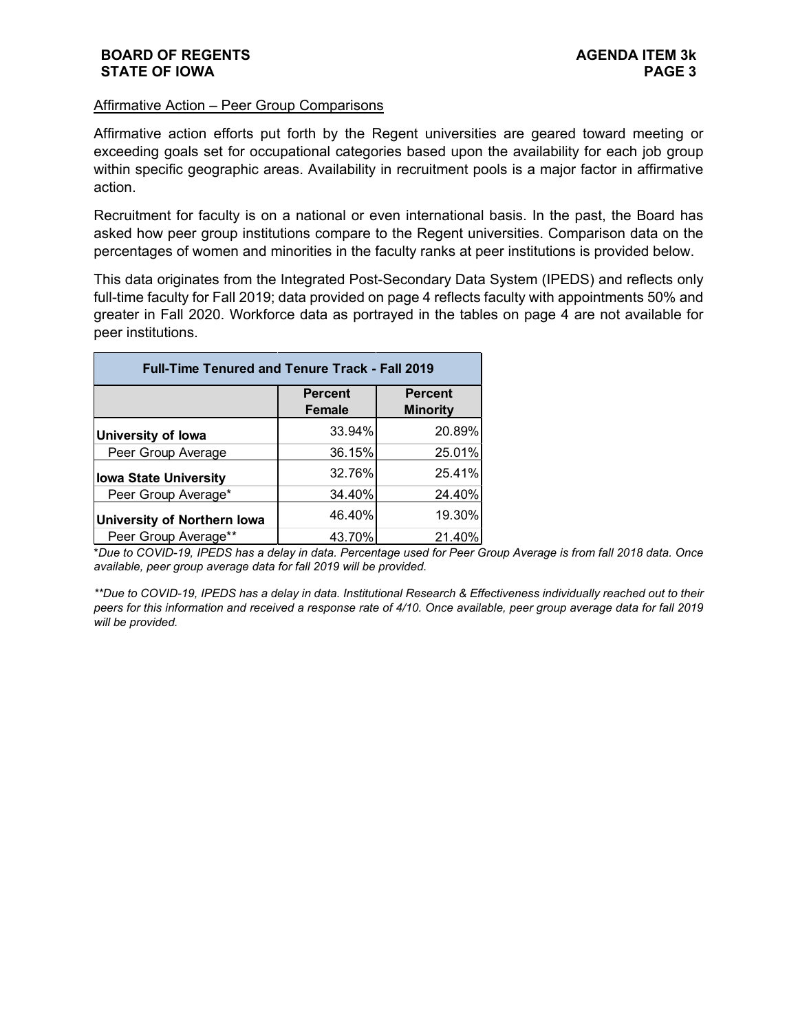Affirmative Action – Peer Group Comparisons

Affirmative action efforts put forth by the Regent universities are geared toward meeting or exceeding goals set for occupational categories based upon the availability for each job group within specific geographic areas. Availability in recruitment pools is a major factor in affirmative action.

Recruitment for faculty is on a national or even international basis. In the past, the Board has asked how peer group institutions compare to the Regent universities. Comparison data on the percentages of women and minorities in the faculty ranks at peer institutions is provided below.

This data originates from the Integrated Post-Secondary Data System (IPEDS) and reflects only full-time faculty for Fall 2019; data provided on page 4 reflects faculty with appointments 50% and greater in Fall 2020. Workforce data as portrayed in the tables on page 4 are not available for peer institutions.

| Full-Time Tenured and Tenure Track - Fall 2019 | | |
|---|---|---|
| | Percent Female | Percent Minority |
| **University of Iowa** | 33.94% | 20.89% |
| Peer Group Average | 36.15% | 25.01% |
| **Iowa State University** | 32.76% | 25.41% |
| Peer Group Average* | 34.40% | 24.40% |
| **University of Northern Iowa** | 46.40% | 19.30% |
| Peer Group Average** | 43.70% | 21.40% |

*Due to COVID-19, IPEDS has a delay in data. Percentage used for Peer Group Average is from fall 2018 data. Once available, peer group average data for fall 2019 will be provided.*

***Due to COVID-19, IPEDS has a delay in data. Institutional Research & Effectiveness individually reached out to their peers for this information and received a response rate of 4/10. Once available, peer group average data for fall 2019 will be provided.*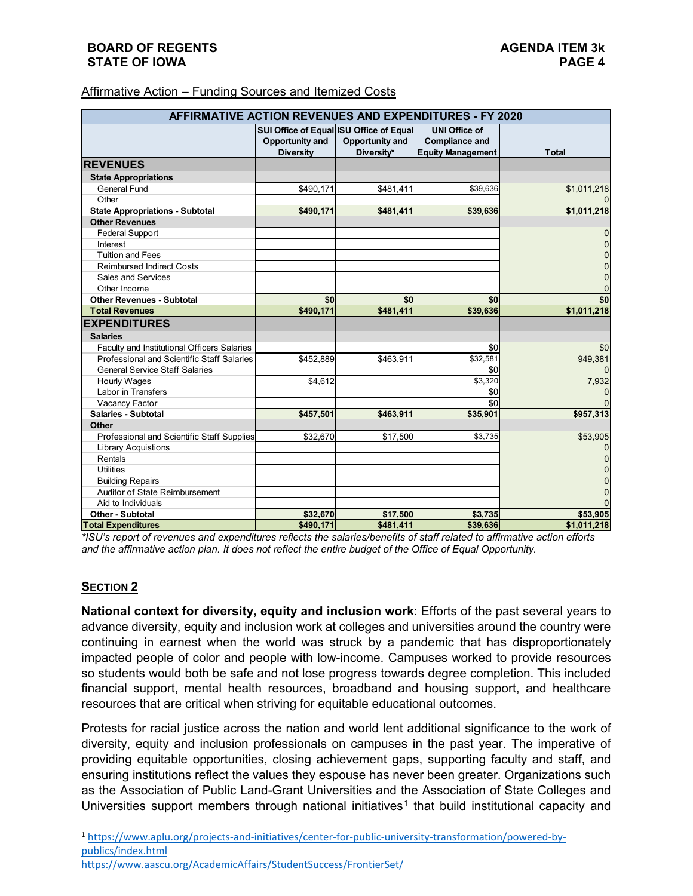Affirmative Action – Funding Sources and Itemized Costs

| AFFIRMATIVE ACTION REVENUES AND EXPENDITURES - FY 2020 | | | | |
|---|---|---|---|---|
| | SUI Office of Equal Opportunity and Diversity | ISU Office of Equal Opportunity and Diversity* | UNI Office of Compliance and Equity Management | Total |
| **REVENUES** | | | | |
| **State Appropriations** | | | | |
| General Fund | $490,171 | $481,411 | $39,636 | $1,011,218 |
| Other | | | | 0 |
| **State Appropriations - Subtotal** | **$490,171** | **$481,411** | **$39,636** | **$1,011,218** |
| **Other Revenues** | | | | |
| Federal Support | | | | 0 |
| Interest | | | | 0 |
| Tuition and Fees | | | | 0 |
| Reimbursed Indirect Costs | | | | 0 |
| Sales and Services | | | | 0 |
| Other Income | | | | 0 |
| **Other Revenues - Subtotal** | **$0** | **$0** | **$0** | **$0** |
| **Total Revenues** | **$490,171** | **$481,411** | **$39,636** | **$1,011,218** |
| **EXPENDITURES** | | | | |
| **Salaries** | | | | |
| Faculty and Institutional Officers Salaries | | | $0 | $0 |
| Professional and Scientific Staff Salaries | $452,889 | $463,911 | $32,581 | 949,381 |
| General Service Staff Salaries | | | $0 | 0 |
| Hourly Wages | $4,612 | | $3,320 | 7,932 |
| Labor in Transfers | | | $0 | 0 |
| Vacancy Factor | | | $0 | 0 |
| **Salaries - Subtotal** | **$457,501** | **$463,911** | **$35,901** | **$957,313** |
| **Other** | | | | |
| Professional and Scientific Staff Supplies | $32,670 | $17,500 | $3,735 | $53,905 |
| Library Acquistions | | | | 0 |
| Rentals | | | | 0 |
| Utilities | | | | 0 |
| Building Repairs | | | | 0 |
| Auditor of State Reimbursement | | | | 0 |
| Aid to Individuals | | | | 0 |
| **Other - Subtotal** | **$32,670** | **$17,500** | **$3,735** | **$53,905** |
| **Total Expenditures** | **$490,171** | **$481,411** | **$39,636** | **$1,011,218** |

*\*ISU's report of revenues and expenditures reflects the salaries/benefits of staff related to affirmative action efforts and the affirmative action plan. It does not reflect the entire budget of the Office of Equal Opportunity.*

## SECTION 2

**National context for diversity, equity and inclusion work**: Efforts of the past several years to advance diversity, equity and inclusion work at colleges and universities around the country were continuing in earnest when the world was struck by a pandemic that has disproportionately impacted people of color and people with low-income. Campuses worked to provide resources so students would both be safe and not lose progress towards degree completion. This included financial support, mental health resources, broadband and housing support, and healthcare resources that are critical when striving for equitable educational outcomes.

Protests for racial justice across the nation and world lent additional significance to the work of diversity, equity and inclusion professionals on campuses in the past year. The imperative of providing equitable opportunities, closing achievement gaps, supporting faculty and staff, and ensuring institutions reflect the values they espouse has never been greater. Organizations such as the Association of Public Land-Grant Universities and the Association of State Colleges and Universities support members through national initiatives[1] that build institutional capacity and

[1] https://www.aplu.org/projects-and-initiatives/center-for-public-university-transformation/powered-by-publics/index.html
https://www.aascu.org/AcademicAffairs/StudentSuccess/FrontierSet/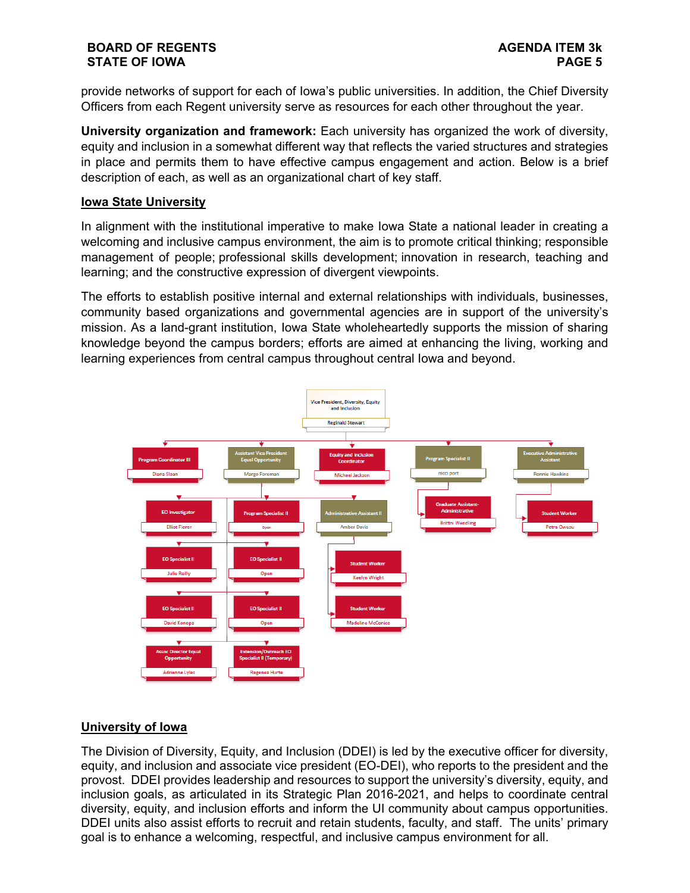provide networks of support for each of Iowa's public universities. In addition, the Chief Diversity Officers from each Regent university serve as resources for each other throughout the year.

**University organization and framework:** Each university has organized the work of diversity, equity and inclusion in a somewhat different way that reflects the varied structures and strategies in place and permits them to have effective campus engagement and action. Below is a brief description of each, as well as an organizational chart of key staff.

## Iowa State University

In alignment with the institutional imperative to make Iowa State a national leader in creating a welcoming and inclusive campus environment, the aim is to promote critical thinking; responsible management of people; professional skills development; innovation in research, teaching and learning; and the constructive expression of divergent viewpoints.

The efforts to establish positive internal and external relationships with individuals, businesses, community based organizations and governmental agencies are in support of the university's mission. As a land-grant institution, Iowa State wholeheartedly supports the mission of sharing knowledge beyond the campus borders; efforts are aimed at enhancing the living, working and learning experiences from central campus throughout central Iowa and beyond.

- Vice President, Diversity, Equity and Inclusion — Reginald Stewart
  - Program Coordinator III — Diana Sloan
  - Assistant Vice President Equal Opportunity — Margo Foreman
    - EO Investigator — Elliot Florer
    - Program Specialist II — Open
    - Administrative Assistant II — Amber Davis
      - Student Worker — Keelyn Wright
      - Student Worker — Madeline McConico
    - EO Specialist II — Julie Reilly
    - EO Specialist II — Open
    - EO Specialist II — David Konopa
    - EO Specialist II — Open
    - Assoc Director Equal Opportunity — Adrienne Lyles
    - Extension/Outreach EO Specialist II (Temporary) — Regenea Hurte
  - Equity and Inclusion Coordinator — Michael Jackson
  - Program Specialist II — nicci port
    - Graduate Assistant-Administrative — Brittni Wendling
  - Executive Administrative Assistant — Ronnie Hawkins
    - Student Worker — Petra Owusu

## University of Iowa

The Division of Diversity, Equity, and Inclusion (DDEI) is led by the executive officer for diversity, equity, and inclusion and associate vice president (EO-DEI), who reports to the president and the provost. DDEI provides leadership and resources to support the university's diversity, equity, and inclusion goals, as articulated in its Strategic Plan 2016-2021, and helps to coordinate central diversity, equity, and inclusion efforts and inform the UI community about campus opportunities. DDEI units also assist efforts to recruit and retain students, faculty, and staff. The units' primary goal is to enhance a welcoming, respectful, and inclusive campus environment for all.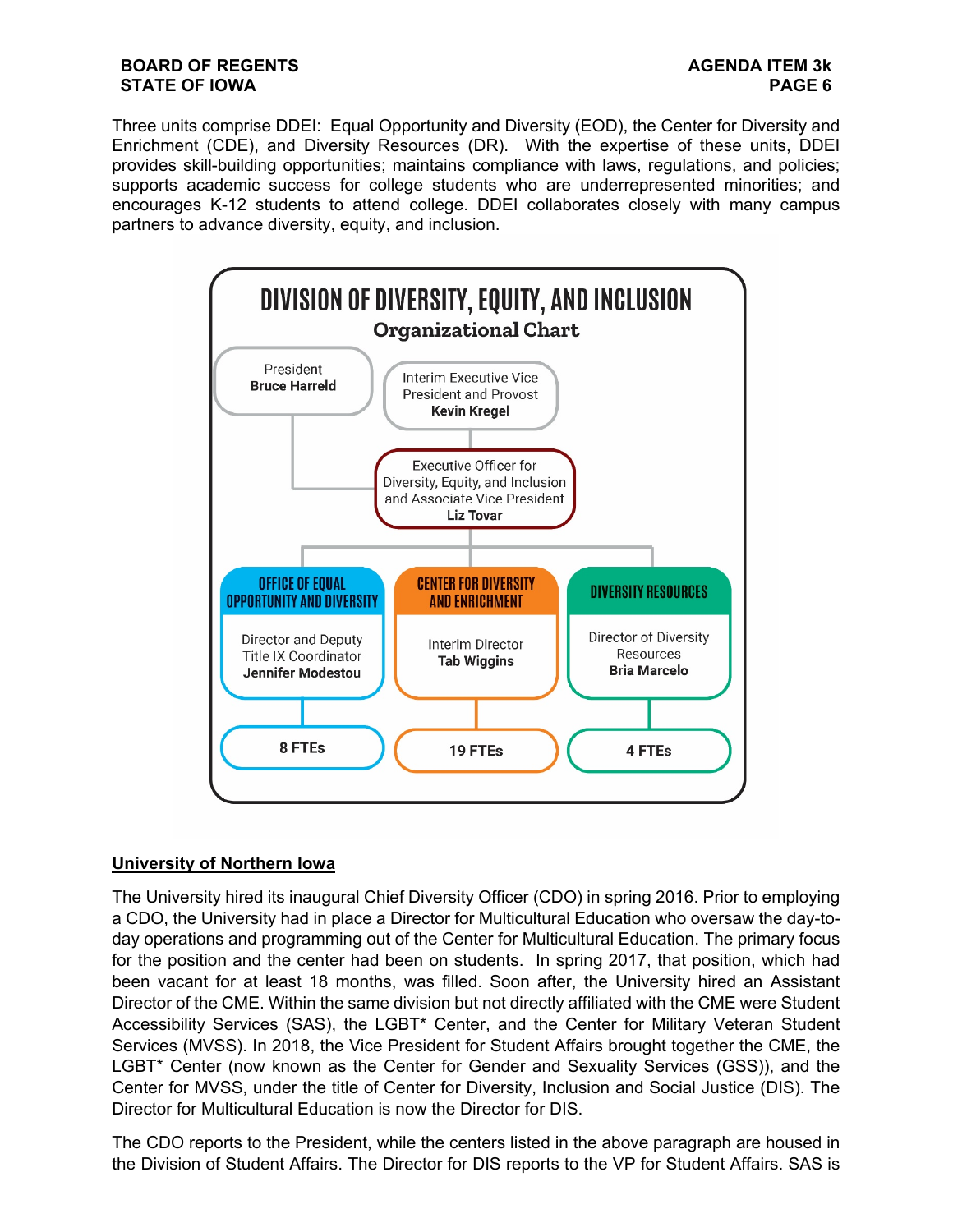Three units comprise DDEI: Equal Opportunity and Diversity (EOD), the Center for Diversity and Enrichment (CDE), and Diversity Resources (DR). With the expertise of these units, DDEI provides skill-building opportunities; maintains compliance with laws, regulations, and policies; supports academic success for college students who are underrepresented minorities; and encourages K-12 students to attend college. DDEI collaborates closely with many campus partners to advance diversity, equity, and inclusion.

**DIVISION OF DIVERSITY, EQUITY, AND INCLUSION**
**Organizational Chart**

- President **Bruce Harreld**
- Interim Executive Vice President and Provost **Kevin Kregel**
  - Executive Officer for Diversity, Equity, and Inclusion and Associate Vice President **Liz Tovar**
    - **OFFICE OF EQUAL OPPORTUNITY AND DIVERSITY** — Director and Deputy Title IX Coordinator **Jennifer Modestou** — **8 FTEs**
    - **CENTER FOR DIVERSITY AND ENRICHMENT** — Interim Director **Tab Wiggins** — **19 FTEs**
    - **DIVERSITY RESOURCES** — Director of Diversity Resources **Bria Marcelo** — **4 FTEs**

## University of Northern Iowa

The University hired its inaugural Chief Diversity Officer (CDO) in spring 2016. Prior to employing a CDO, the University had in place a Director for Multicultural Education who oversaw the day-to-day operations and programming out of the Center for Multicultural Education. The primary focus for the position and the center had been on students. In spring 2017, that position, which had been vacant for at least 18 months, was filled. Soon after, the University hired an Assistant Director of the CME. Within the same division but not directly affiliated with the CME were Student Accessibility Services (SAS), the LGBT* Center, and the Center for Military Veteran Student Services (MVSS). In 2018, the Vice President for Student Affairs brought together the CME, the LGBT* Center (now known as the Center for Gender and Sexuality Services (GSS)), and the Center for MVSS, under the title of Center for Diversity, Inclusion and Social Justice (DIS). The Director for Multicultural Education is now the Director for DIS.

The CDO reports to the President, while the centers listed in the above paragraph are housed in the Division of Student Affairs. The Director for DIS reports to the VP for Student Affairs. SAS is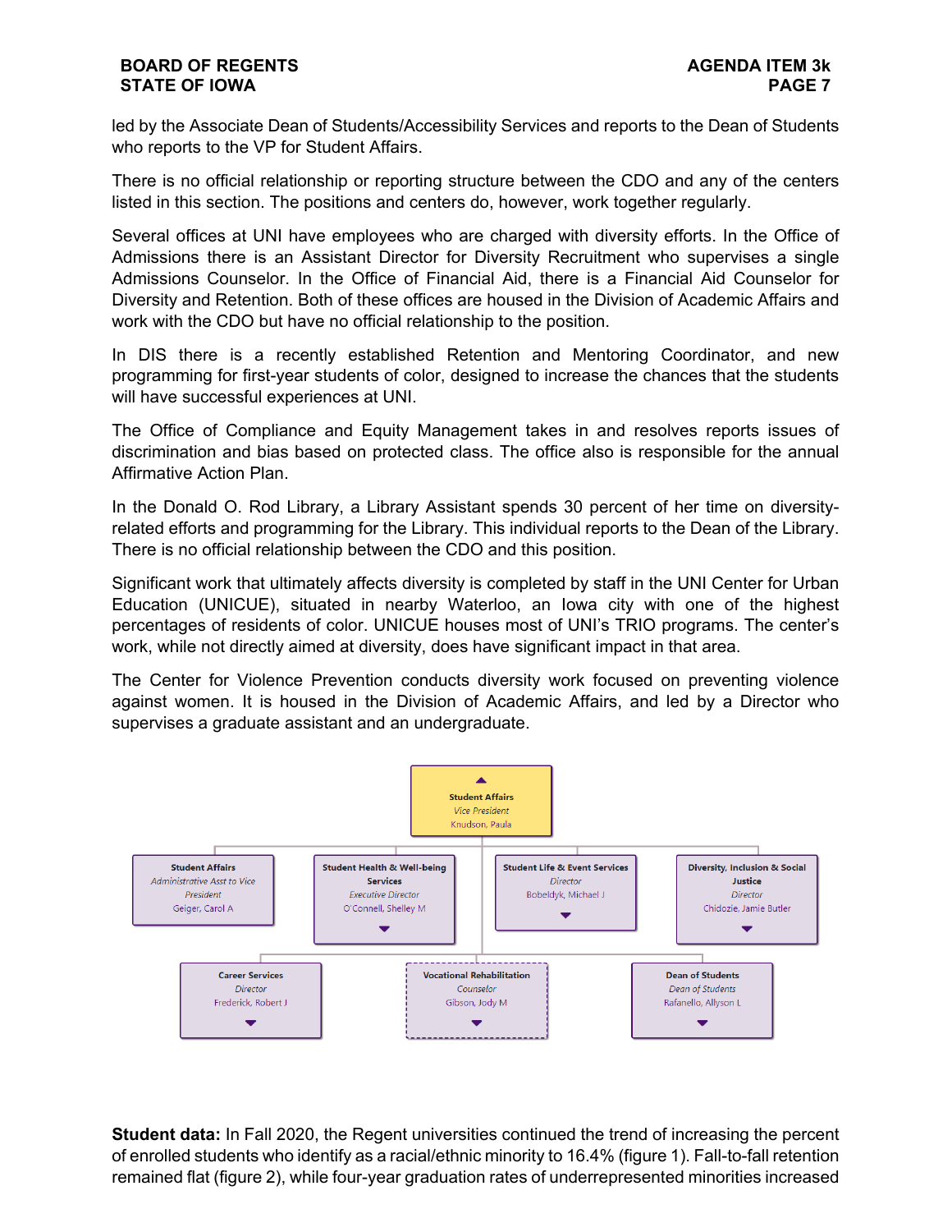led by the Associate Dean of Students/Accessibility Services and reports to the Dean of Students who reports to the VP for Student Affairs.

There is no official relationship or reporting structure between the CDO and any of the centers listed in this section. The positions and centers do, however, work together regularly.

Several offices at UNI have employees who are charged with diversity efforts. In the Office of Admissions there is an Assistant Director for Diversity Recruitment who supervises a single Admissions Counselor. In the Office of Financial Aid, there is a Financial Aid Counselor for Diversity and Retention. Both of these offices are housed in the Division of Academic Affairs and work with the CDO but have no official relationship to the position.

In DIS there is a recently established Retention and Mentoring Coordinator, and new programming for first-year students of color, designed to increase the chances that the students will have successful experiences at UNI.

The Office of Compliance and Equity Management takes in and resolves reports issues of discrimination and bias based on protected class. The office also is responsible for the annual Affirmative Action Plan.

In the Donald O. Rod Library, a Library Assistant spends 30 percent of her time on diversity-related efforts and programming for the Library. This individual reports to the Dean of the Library. There is no official relationship between the CDO and this position.

Significant work that ultimately affects diversity is completed by staff in the UNI Center for Urban Education (UNICUE), situated in nearby Waterloo, an Iowa city with one of the highest percentages of residents of color. UNICUE houses most of UNI's TRIO programs. The center's work, while not directly aimed at diversity, does have significant impact in that area.

The Center for Violence Prevention conducts diversity work focused on preventing violence against women. It is housed in the Division of Academic Affairs, and led by a Director who supervises a graduate assistant and an undergraduate.

**Student Affairs**
*Vice President*
Knudson, Paula

- **Student Affairs** – *Administrative Asst to Vice President* – Geiger, Carol A
- **Student Health & Well-being Services** – *Executive Director* – O'Connell, Shelley M
- **Student Life & Event Services** – *Director* – Bobeldyk, Michael J
- **Diversity, Inclusion & Social Justice** – *Director* – Chidozie, Jamie Butler
- **Career Services** – *Director* – Frederick, Robert J
- **Vocational Rehabilitation** – *Counselor* – Gibson, Jody M
- **Dean of Students** – *Dean of Students* – Rafanello, Allyson L

**Student data:** In Fall 2020, the Regent universities continued the trend of increasing the percent of enrolled students who identify as a racial/ethnic minority to 16.4% (figure 1). Fall-to-fall retention remained flat (figure 2), while four-year graduation rates of underrepresented minorities increased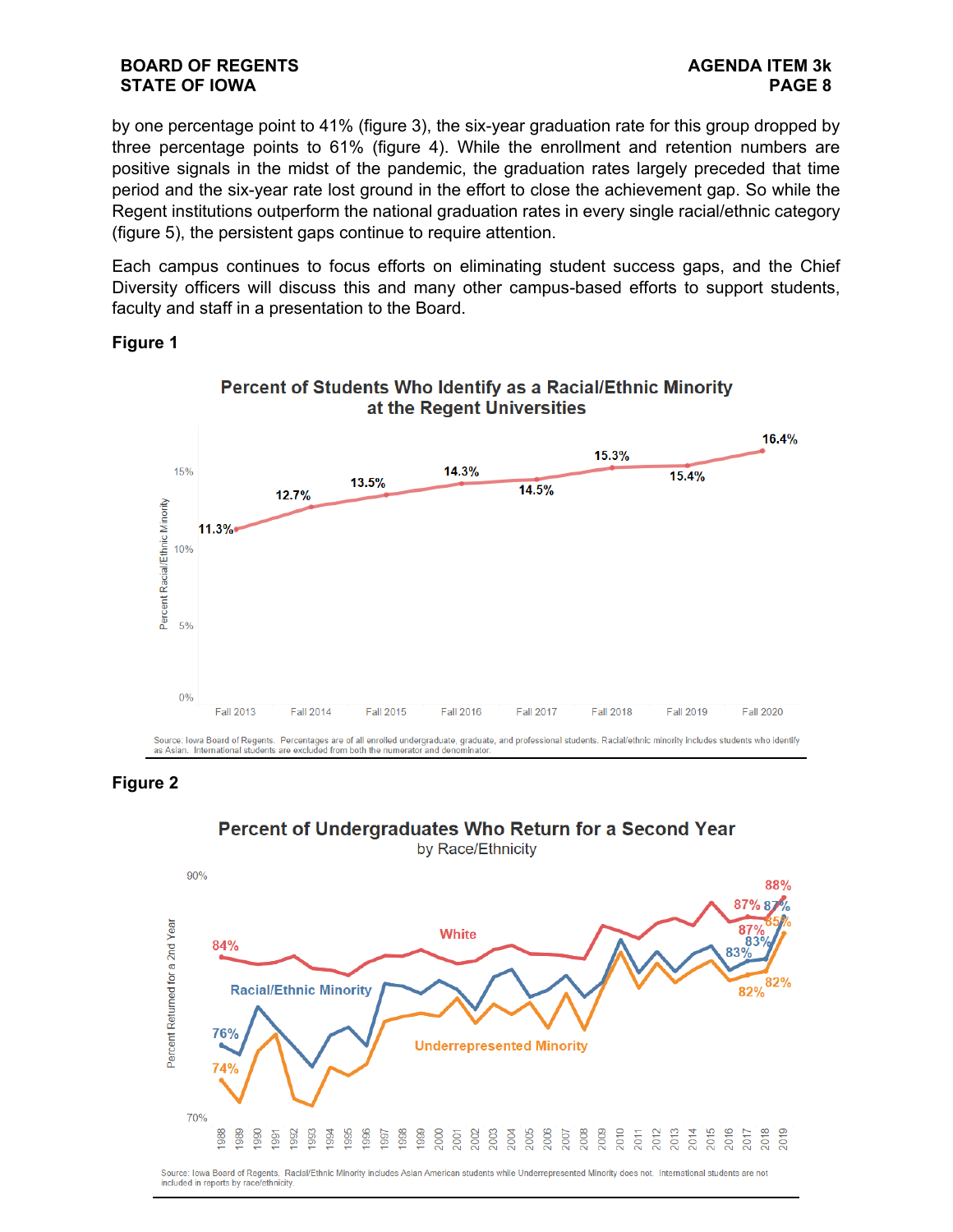by one percentage point to 41% (figure 3), the six-year graduation rate for this group dropped by three percentage points to 61% (figure 4). While the enrollment and retention numbers are positive signals in the midst of the pandemic, the graduation rates largely preceded that time period and the six-year rate lost ground in the effort to close the achievement gap. So while the Regent institutions outperform the national graduation rates in every single racial/ethnic category (figure 5), the persistent gaps continue to require attention.

Each campus continues to focus efforts on eliminating student success gaps, and the Chief Diversity officers will discuss this and many other campus-based efforts to support students, faculty and staff in a presentation to the Board.

**Figure 1**

**Percent of Students Who Identify as a Racial/Ethnic Minority at the Regent Universities**

| | Fall 2013 | Fall 2014 | Fall 2015 | Fall 2016 | Fall 2017 | Fall 2018 | Fall 2019 | Fall 2020 |
|---|---|---|---|---|---|---|---|---|
| Percent Racial/Ethnic Minority | 11.3% | 12.7% | 13.5% | 14.3% | 14.5% | 15.3% | 15.4% | 16.4% |

Source: Iowa Board of Regents. Percentages are of all enrolled undergraduate, graduate, and professional students. Racial/ethnic minority includes students who identify as Asian. International students are excluded from both the numerator and denominator.

**Figure 2**

**Percent of Undergraduates Who Return for a Second Year**
by Race/Ethnicity

| | 1988 | 2017 | 2018 | 2019 |
|---|---|---|---|---|
| White | 84% | 87% | 87% | 88% |
| Racial/Ethnic Minority | 76% | 83% | 83% | 87% |
| Underrepresented Minority | 74% | 82% | 82% | 85% |

Source: Iowa Board of Regents. Racial/Ethnic Minority includes Asian American students while Underrepresented Minority does not. International students are not included in reports by race/ethnicity.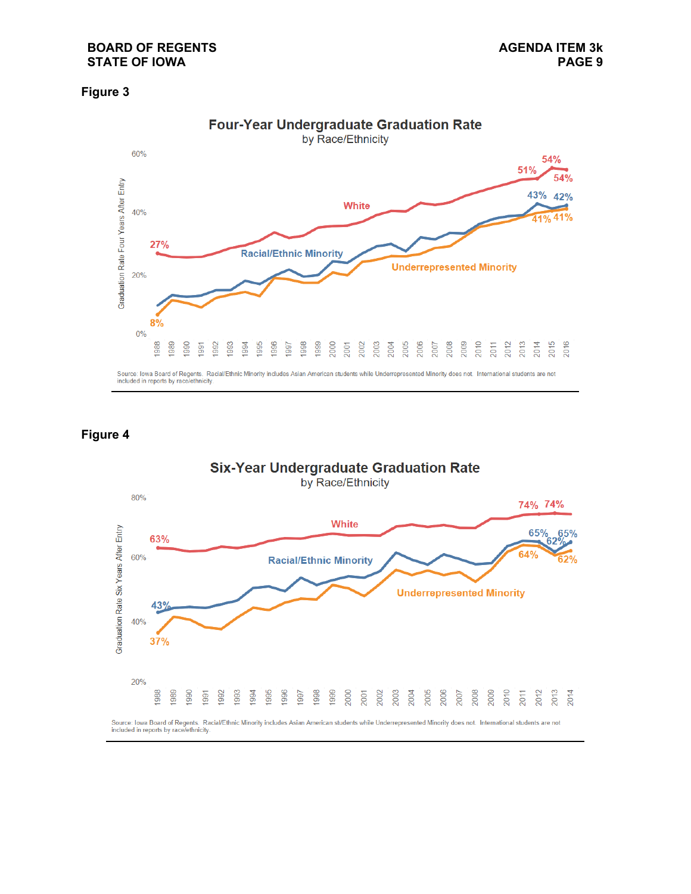## Figure 3

**Four-Year Undergraduate Graduation Rate**
by Race/Ethnicity

Source: Iowa Board of Regents. Racial/Ethnic Minority includes Asian American students while Underrepresented Minority does not. International students are not included in reports by race/ethnicity.

## Figure 4

**Six-Year Undergraduate Graduation Rate**
by Race/Ethnicity

Source: Iowa Board of Regents. Racial/Ethnic Minority includes Asian American students while Underrepresented Minority does not. International students are not included in reports by race/ethnicity.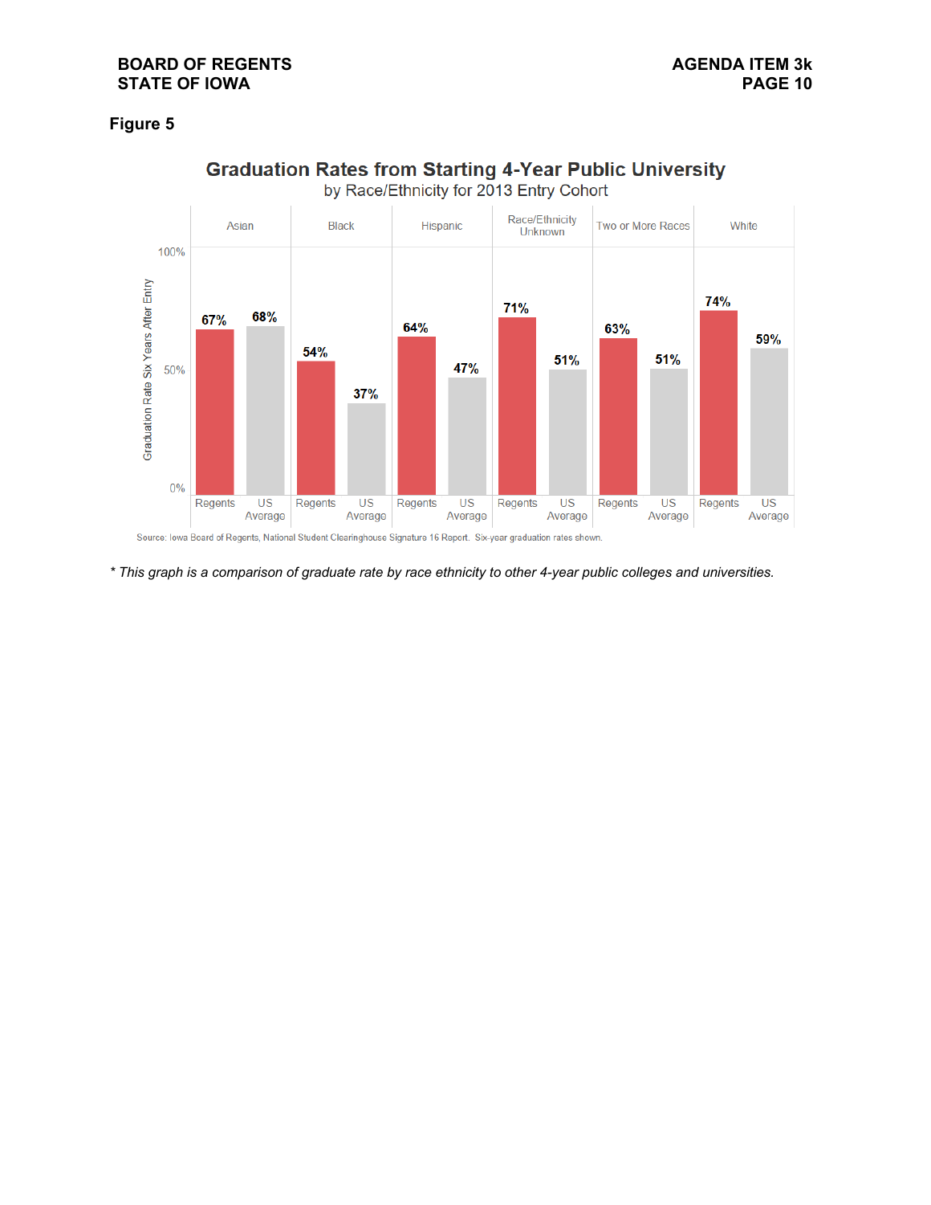**Figure 5**

Graduation Rates from Starting 4-Year Public University
by Race/Ethnicity for 2013 Entry Cohort

Asian
Black
Hispanic
Race/Ethnicity Unknown
Two or More Races
White

100%
50%
0%

Graduation Rate Six Years After Entry

67%
68%
54%
37%
64%
47%
71%
51%
63%
51%
74%
59%

Regents
US Average
Regents
US Average
Regents
US Average
Regents
US Average
Regents
US Average
Regents
US Average

Source: Iowa Board of Regents, National Student Clearinghouse Signature 16 Report. Six-year graduation rates shown.

*\* This graph is a comparison of graduate rate by race ethnicity to other 4-year public colleges and universities.*